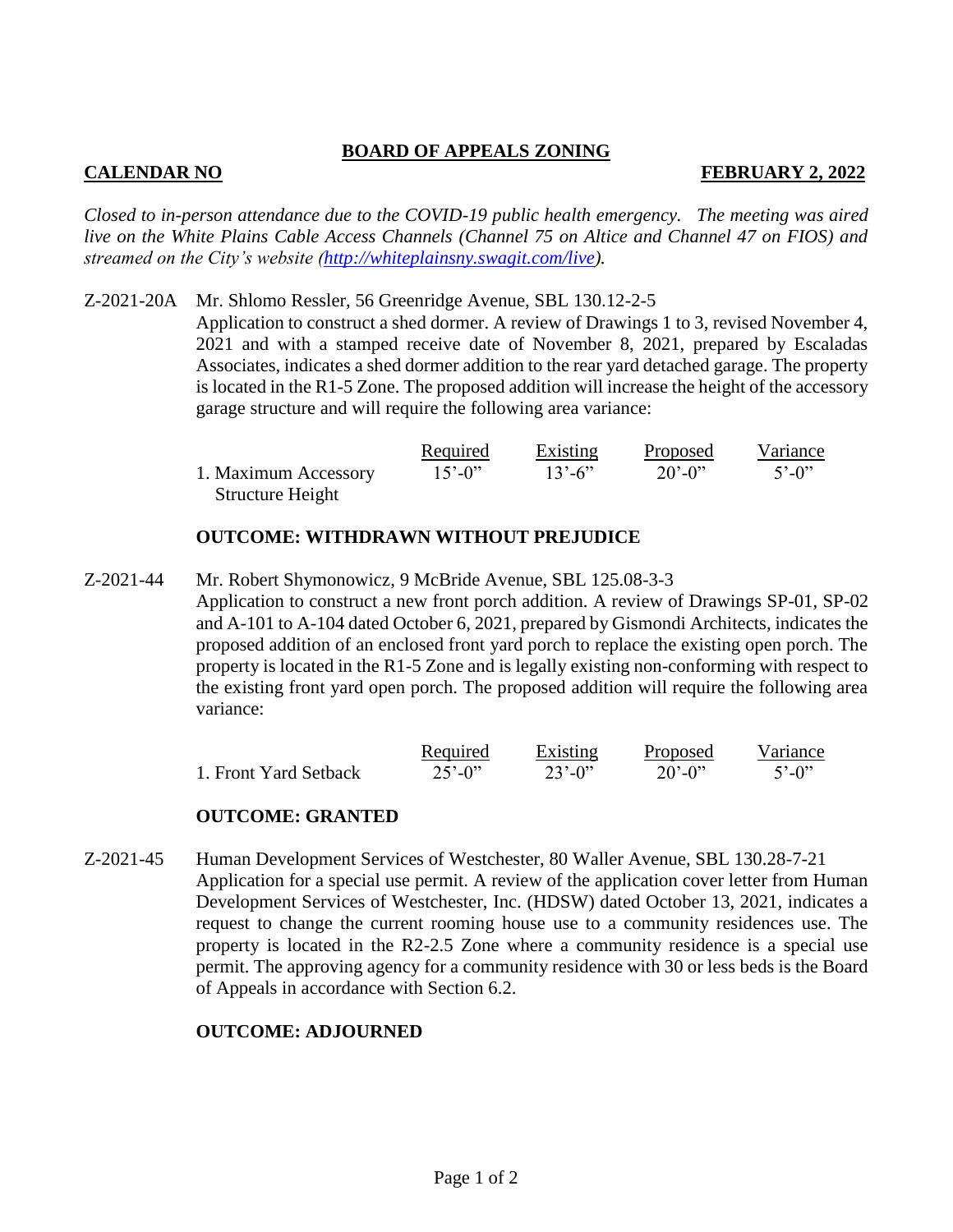# BOARD OF APPEALS ZONING

**CALENDAR NO** **FEBRUARY 2, 2022**

*Closed to in-person attendance due to the COVID-19 public health emergency. The meeting was aired live on the White Plains Cable Access Channels (Channel 75 on Altice and Channel 47 on FIOS) and streamed on the City's website (http://whiteplainsny.swagit.com/live).*

Z-2021-20A Mr. Shlomo Ressler, 56 Greenridge Avenue, SBL 130.12-2-5

Application to construct a shed dormer. A review of Drawings 1 to 3, revised November 4, 2021 and with a stamped receive date of November 8, 2021, prepared by Escaladas Associates, indicates a shed dormer addition to the rear yard detached garage. The property is located in the R1-5 Zone. The proposed addition will increase the height of the accessory garage structure and will require the following area variance:

| | Required | Existing | Proposed | Variance |
|---|---|---|---|---|
| 1. Maximum Accessory Structure Height | 15'-0" | 13'-6" | 20'-0" | 5'-0" |

**OUTCOME: WITHDRAWN WITHOUT PREJUDICE**

Z-2021-44 Mr. Robert Shymonowicz, 9 McBride Avenue, SBL 125.08-3-3

Application to construct a new front porch addition. A review of Drawings SP-01, SP-02 and A-101 to A-104 dated October 6, 2021, prepared by Gismondi Architects, indicates the proposed addition of an enclosed front yard porch to replace the existing open porch. The property is located in the R1-5 Zone and is legally existing non-conforming with respect to the existing front yard open porch. The proposed addition will require the following area variance:

| | Required | Existing | Proposed | Variance |
|---|---|---|---|---|
| 1. Front Yard Setback | 25'-0" | 23'-0" | 20'-0" | 5'-0" |

**OUTCOME: GRANTED**

Z-2021-45 Human Development Services of Westchester, 80 Waller Avenue, SBL 130.28-7-21

Application for a special use permit. A review of the application cover letter from Human Development Services of Westchester, Inc. (HDSW) dated October 13, 2021, indicates a request to change the current rooming house use to a community residences use. The property is located in the R2-2.5 Zone where a community residence is a special use permit. The approving agency for a community residence with 30 or less beds is the Board of Appeals in accordance with Section 6.2.

**OUTCOME: ADJOURNED**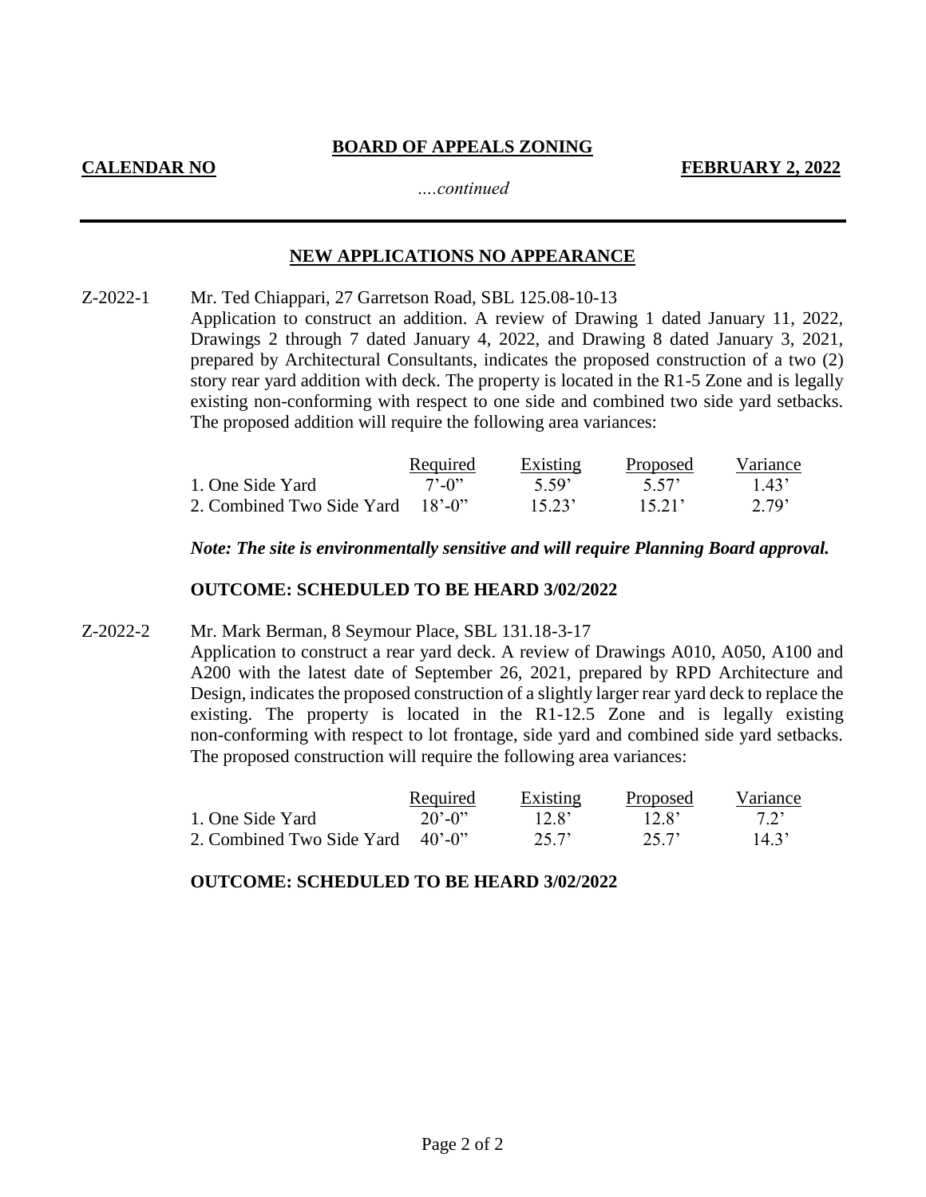**BOARD OF APPEALS ZONING**

**CALENDAR NO** **FEBRUARY 2, 2022**

*….continued*

---

## NEW APPLICATIONS NO APPEARANCE

Z-2022-1 Mr. Ted Chiappari, 27 Garretson Road, SBL 125.08-10-13

Application to construct an addition. A review of Drawing 1 dated January 11, 2022, Drawings 2 through 7 dated January 4, 2022, and Drawing 8 dated January 3, 2021, prepared by Architectural Consultants, indicates the proposed construction of a two (2) story rear yard addition with deck. The property is located in the R1-5 Zone and is legally existing non-conforming with respect to one side and combined two side yard setbacks. The proposed addition will require the following area variances:

| | Required | Existing | Proposed | Variance |
|---|---|---|---|---|
| 1. One Side Yard | 7'-0" | 5.59' | 5.57' | 1.43' |
| 2. Combined Two Side Yard | 18'-0" | 15.23' | 15.21' | 2.79' |

***Note: The site is environmentally sensitive and will require Planning Board approval.***

**OUTCOME: SCHEDULED TO BE HEARD 3/02/2022**

Z-2022-2 Mr. Mark Berman, 8 Seymour Place, SBL 131.18-3-17

Application to construct a rear yard deck. A review of Drawings A010, A050, A100 and A200 with the latest date of September 26, 2021, prepared by RPD Architecture and Design, indicates the proposed construction of a slightly larger rear yard deck to replace the existing. The property is located in the R1-12.5 Zone and is legally existing non-conforming with respect to lot frontage, side yard and combined side yard setbacks. The proposed construction will require the following area variances:

| | Required | Existing | Proposed | Variance |
|---|---|---|---|---|
| 1. One Side Yard | 20'-0" | 12.8' | 12.8' | 7.2' |
| 2. Combined Two Side Yard | 40'-0" | 25.7' | 25.7' | 14.3' |

**OUTCOME: SCHEDULED TO BE HEARD 3/02/2022**